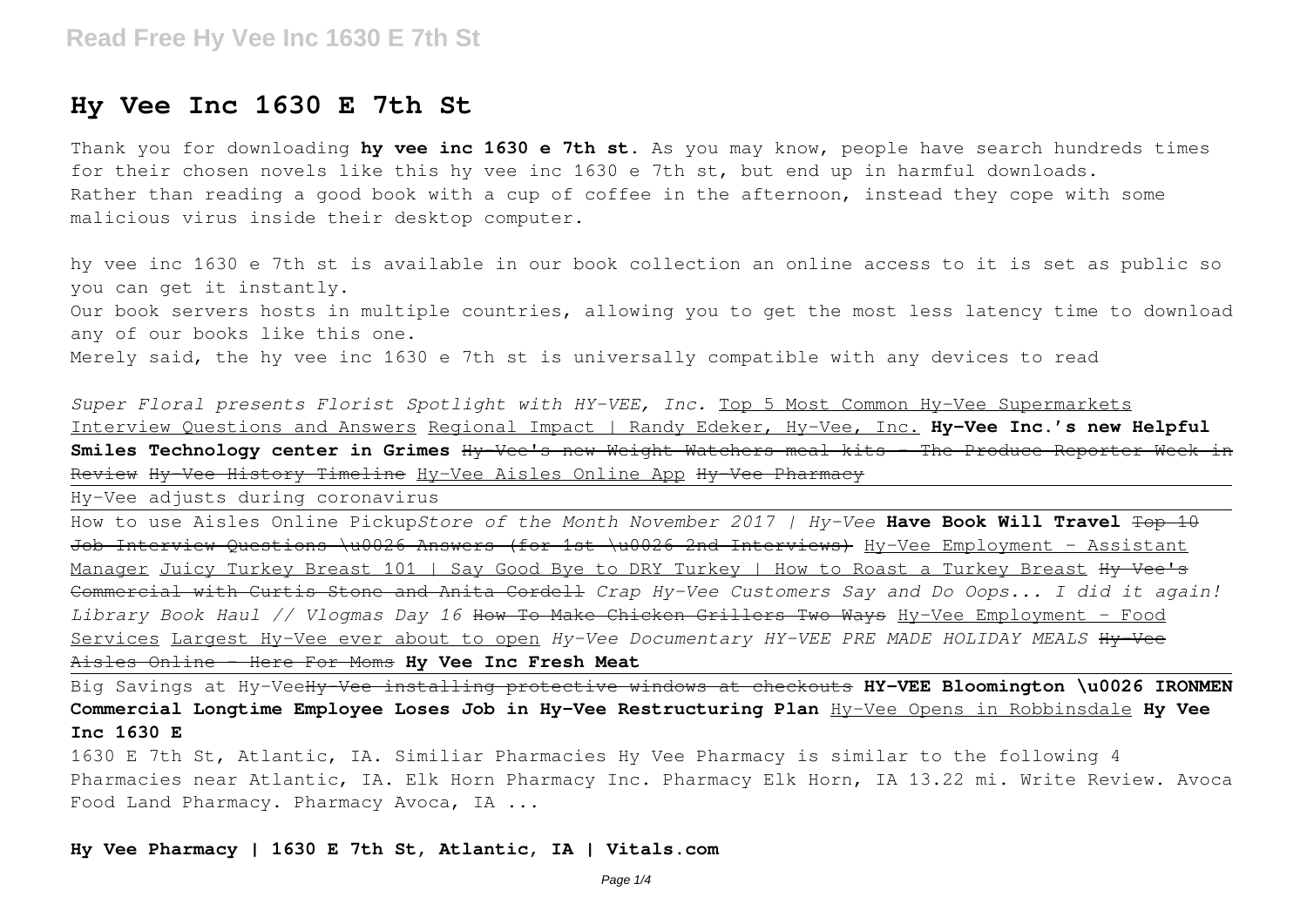# Hy Vee Inc 1630 E 7th St

Thank you for downloading **hy vee inc 1630 e 7th st**. As you may know, people have search hundreds times for their chosen novels like this hy vee inc 1630 e 7th st, but end up in harmful downloads. Rather than reading a good book with a cup of coffee in the afternoon, instead they cope with some malicious virus inside their desktop computer.

hy vee inc 1630 e 7th st is available in our book collection an online access to it is set as public so you can get it instantly.

Our book servers hosts in multiple countries, allowing you to get the most less latency time to download any of our books like this one.

Merely said, the hy vee inc 1630 e 7th st is universally compatible with any devices to read

*Super Floral presents Florist Spotlight with HY-VEE, Inc.* Top 5 Most Common Hy-Vee Supermarkets Interview Questions and Answers Regional Impact | Randy Edeker, Hy-Vee, Inc. **Hy-Vee Inc.'s new Helpful Smiles Technology center in Grimes** ~~Hy-Vee's new Weight Watchers meal kits - The Produce Reporter Week in Review~~ ~~Hy-Vee History Timeline~~ ~~Hy-Vee Aisles Online App~~ ~~Hy-Vee Pharmacy~~

Hy-Vee adjusts during coronavirus

How to use Aisles Online Pickup*Store of the Month November 2017 | Hy-Vee* **Have Book Will Travel** ~~Top 10 Job Interview Questions \u0026 Answers (for 1st \u0026 2nd Interviews)~~ Hy-Vee Employment - Assistant Manager Juicy Turkey Breast 101 | Say Good Bye to DRY Turkey | How to Roast a Turkey Breast ~~Hy Vee's Commercial with Curtis Stone and Anita Cordell~~ *Crap Hy-Vee Customers Say and Do Oops... I did it again! Library Book Haul // Vlogmas Day 16* ~~How To Make Chicken Grillers Two Ways~~ Hy-Vee Employment - Food Services Largest Hy-Vee ever about to open *Hy-Vee Documentary HY-VEE PRE MADE HOLIDAY MEALS* ~~Hy-Vee Aisles Online - Here For Moms~~ **Hy Vee Inc Fresh Meat**

Big Savings at Hy-Vee~~Hy-Vee installing protective windows at checkouts~~ **HY-VEE Bloomington \u0026 IRONMEN Commercial Longtime Employee Loses Job in Hy-Vee Restructuring Plan** Hy-Vee Opens in Robbinsdale **Hy Vee Inc 1630 E**

1630 E 7th St, Atlantic, IA. Similiar Pharmacies Hy Vee Pharmacy is similar to the following 4 Pharmacies near Atlantic, IA. Elk Horn Pharmacy Inc. Pharmacy Elk Horn, IA 13.22 mi. Write Review. Avoca Food Land Pharmacy. Pharmacy Avoca, IA ...

**Hy Vee Pharmacy | 1630 E 7th St, Atlantic, IA | Vitals.com**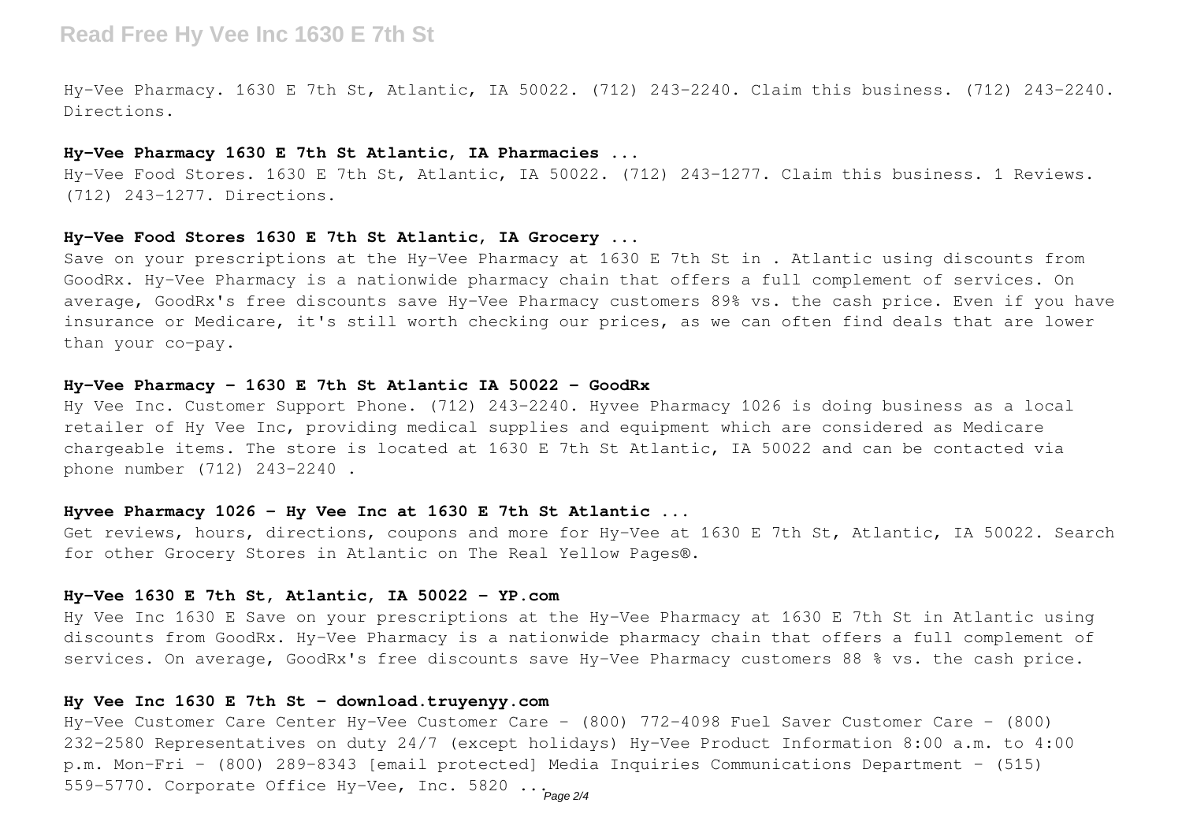Hy-Vee Pharmacy. 1630 E 7th St, Atlantic, IA 50022. (712) 243-2240. Claim this business. (712) 243-2240. Directions.

**Hy-Vee Pharmacy 1630 E 7th St Atlantic, IA Pharmacies ...**

Hy-Vee Food Stores. 1630 E 7th St, Atlantic, IA 50022. (712) 243-1277. Claim this business. 1 Reviews. (712) 243-1277. Directions.

**Hy-Vee Food Stores 1630 E 7th St Atlantic, IA Grocery ...**

Save on your prescriptions at the Hy-Vee Pharmacy at 1630 E 7th St in . Atlantic using discounts from GoodRx. Hy-Vee Pharmacy is a nationwide pharmacy chain that offers a full complement of services. On average, GoodRx's free discounts save Hy-Vee Pharmacy customers 89% vs. the cash price. Even if you have insurance or Medicare, it's still worth checking our prices, as we can often find deals that are lower than your co-pay.

**Hy-Vee Pharmacy - 1630 E 7th St Atlantic IA 50022 - GoodRx**

Hy Vee Inc. Customer Support Phone. (712) 243-2240. Hyvee Pharmacy 1026 is doing business as a local retailer of Hy Vee Inc, providing medical supplies and equipment which are considered as Medicare chargeable items. The store is located at 1630 E 7th St Atlantic, IA 50022 and can be contacted via phone number (712) 243-2240 .

**Hyvee Pharmacy 1026 - Hy Vee Inc at 1630 E 7th St Atlantic ...**

Get reviews, hours, directions, coupons and more for Hy-Vee at 1630 E 7th St, Atlantic, IA 50022. Search for other Grocery Stores in Atlantic on The Real Yellow Pages®.

**Hy-Vee 1630 E 7th St, Atlantic, IA 50022 - YP.com**

Hy Vee Inc 1630 E Save on your prescriptions at the Hy-Vee Pharmacy at 1630 E 7th St in Atlantic using discounts from GoodRx. Hy-Vee Pharmacy is a nationwide pharmacy chain that offers a full complement of services. On average, GoodRx's free discounts save Hy-Vee Pharmacy customers 88 % vs. the cash price.

**Hy Vee Inc 1630 E 7th St - download.truyenyy.com**

Hy-Vee Customer Care Center Hy-Vee Customer Care – (800) 772-4098 Fuel Saver Customer Care – (800) 232-2580 Representatives on duty 24/7 (except holidays) Hy-Vee Product Information 8:00 a.m. to 4:00 p.m. Mon-Fri – (800) 289-8343 [email protected] Media Inquiries Communications Department – (515) 559-5770. Corporate Office Hy-Vee, Inc. 5820 ...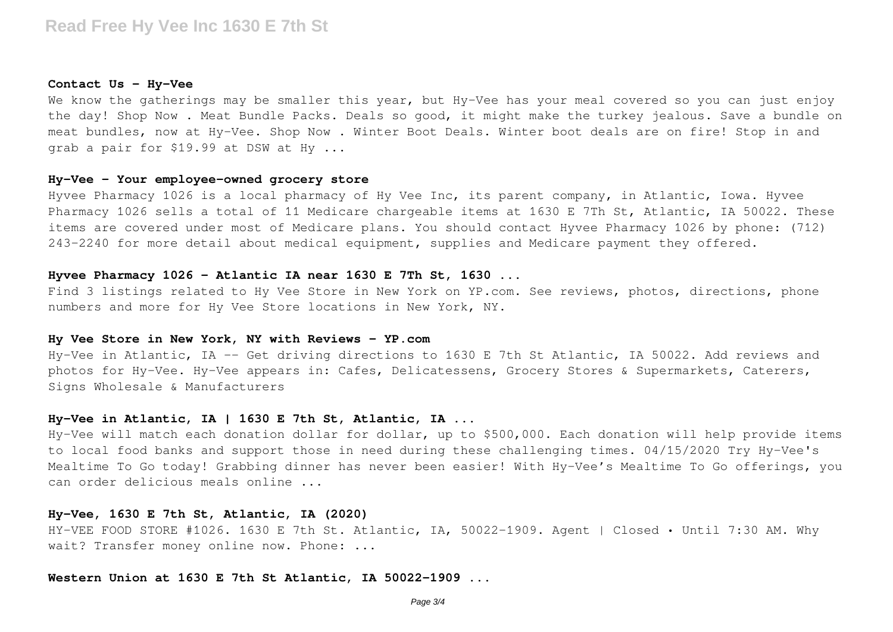#### Contact Us - Hy-Vee

We know the gatherings may be smaller this year, but Hy-Vee has your meal covered so you can just enjoy the day! Shop Now . Meat Bundle Packs. Deals so good, it might make the turkey jealous. Save a bundle on meat bundles, now at Hy-Vee. Shop Now . Winter Boot Deals. Winter boot deals are on fire! Stop in and grab a pair for $19.99 at DSW at Hy ...

#### Hy-Vee - Your employee-owned grocery store

Hyvee Pharmacy 1026 is a local pharmacy of Hy Vee Inc, its parent company, in Atlantic, Iowa. Hyvee Pharmacy 1026 sells a total of 11 Medicare chargeable items at 1630 E 7Th St, Atlantic, IA 50022. These items are covered under most of Medicare plans. You should contact Hyvee Pharmacy 1026 by phone: (712) 243-2240 for more detail about medical equipment, supplies and Medicare payment they offered.

#### Hyvee Pharmacy 1026 - Atlantic IA near 1630 E 7Th St, 1630 ...

Find 3 listings related to Hy Vee Store in New York on YP.com. See reviews, photos, directions, phone numbers and more for Hy Vee Store locations in New York, NY.

#### Hy Vee Store in New York, NY with Reviews - YP.com

Hy-Vee in Atlantic, IA -- Get driving directions to 1630 E 7th St Atlantic, IA 50022. Add reviews and photos for Hy-Vee. Hy-Vee appears in: Cafes, Delicatessens, Grocery Stores & Supermarkets, Caterers, Signs Wholesale & Manufacturers

#### Hy-Vee in Atlantic, IA | 1630 E 7th St, Atlantic, IA ...

Hy-Vee will match each donation dollar for dollar, up to $500,000. Each donation will help provide items to local food banks and support those in need during these challenging times. 04/15/2020 Try Hy-Vee's Mealtime To Go today! Grabbing dinner has never been easier! With Hy-Vee's Mealtime To Go offerings, you can order delicious meals online ...

#### Hy-Vee, 1630 E 7th St, Atlantic, IA (2020)

HY-VEE FOOD STORE #1026. 1630 E 7th St. Atlantic, IA, 50022-1909. Agent | Closed • Until 7:30 AM. Why wait? Transfer money online now. Phone: ...

#### Western Union at 1630 E 7th St Atlantic, IA 50022-1909 ...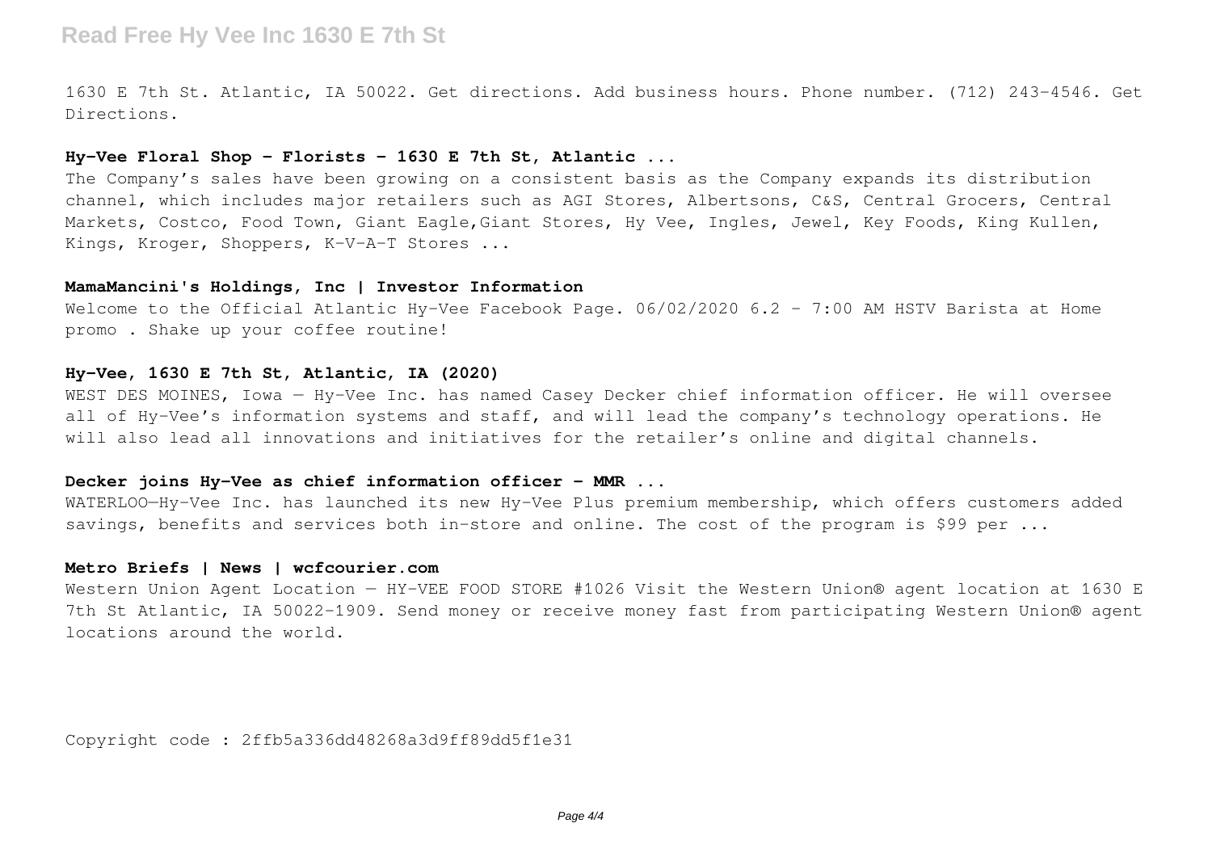1630 E 7th St. Atlantic, IA 50022. Get directions. Add business hours. Phone number. (712) 243-4546. Get Directions.

**Hy-Vee Floral Shop - Florists - 1630 E 7th St, Atlantic ...**

The Company's sales have been growing on a consistent basis as the Company expands its distribution channel, which includes major retailers such as AGI Stores, Albertsons, C&S, Central Grocers, Central Markets, Costco, Food Town, Giant Eagle,Giant Stores, Hy Vee, Ingles, Jewel, Key Foods, King Kullen, Kings, Kroger, Shoppers, K-V-A-T Stores ...

**MamaMancini's Holdings, Inc | Investor Information**

Welcome to the Official Atlantic Hy-Vee Facebook Page. 06/02/2020 6.2 - 7:00 AM HSTV Barista at Home promo . Shake up your coffee routine!

**Hy-Vee, 1630 E 7th St, Atlantic, IA (2020)**

WEST DES MOINES, Iowa — Hy-Vee Inc. has named Casey Decker chief information officer. He will oversee all of Hy-Vee's information systems and staff, and will lead the company's technology operations. He will also lead all innovations and initiatives for the retailer's online and digital channels.

**Decker joins Hy-Vee as chief information officer - MMR ...**

WATERLOO—Hy-Vee Inc. has launched its new Hy-Vee Plus premium membership, which offers customers added savings, benefits and services both in-store and online. The cost of the program is $99 per ...

**Metro Briefs | News | wcfcourier.com**

Western Union Agent Location — HY-VEE FOOD STORE #1026 Visit the Western Union® agent location at 1630 E 7th St Atlantic, IA 50022-1909. Send money or receive money fast from participating Western Union® agent locations around the world.

Copyright code : 2ffb5a336dd48268a3d9ff89dd5f1e31